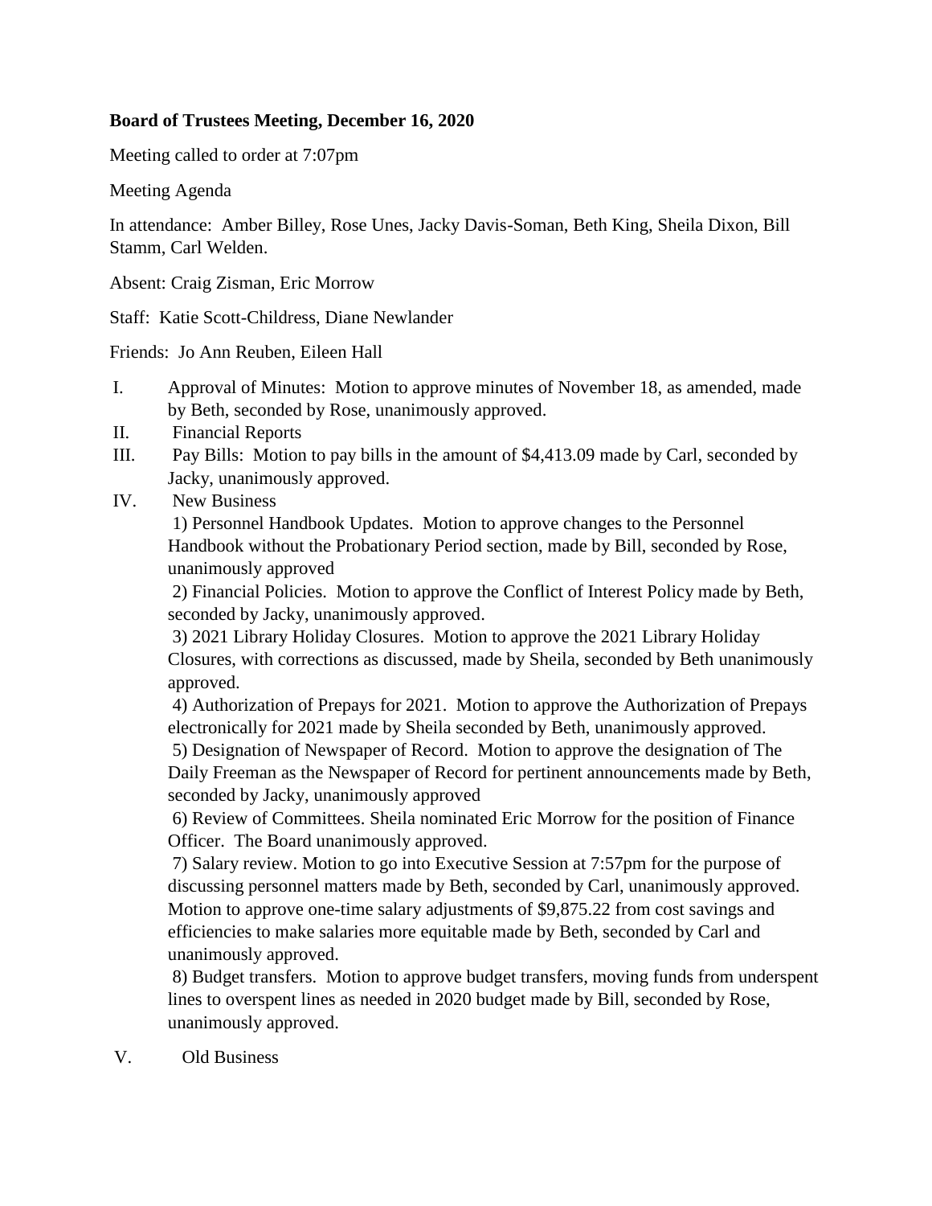**Board of Trustees Meeting, December 16, 2020**

Meeting called to order at 7:07pm

Meeting Agenda

In attendance: Amber Billey, Rose Unes, Jacky Davis-Soman, Beth King, Sheila Dixon, Bill Stamm, Carl Welden.

Absent: Craig Zisman, Eric Morrow

Staff: Katie Scott-Childress, Diane Newlander

Friends: Jo Ann Reuben, Eileen Hall

I. Approval of Minutes: Motion to approve minutes of November 18, as amended, made by Beth, seconded by Rose, unanimously approved.

II. Financial Reports

III. Pay Bills: Motion to pay bills in the amount of $4,413.09 made by Carl, seconded by Jacky, unanimously approved.

IV. New Business

1) Personnel Handbook Updates. Motion to approve changes to the Personnel Handbook without the Probationary Period section, made by Bill, seconded by Rose, unanimously approved

2) Financial Policies. Motion to approve the Conflict of Interest Policy made by Beth, seconded by Jacky, unanimously approved.

3) 2021 Library Holiday Closures. Motion to approve the 2021 Library Holiday Closures, with corrections as discussed, made by Sheila, seconded by Beth unanimously approved.

4) Authorization of Prepays for 2021. Motion to approve the Authorization of Prepays electronically for 2021 made by Sheila seconded by Beth, unanimously approved.

5) Designation of Newspaper of Record. Motion to approve the designation of The Daily Freeman as the Newspaper of Record for pertinent announcements made by Beth, seconded by Jacky, unanimously approved

6) Review of Committees. Sheila nominated Eric Morrow for the position of Finance Officer. The Board unanimously approved.

7) Salary review. Motion to go into Executive Session at 7:57pm for the purpose of discussing personnel matters made by Beth, seconded by Carl, unanimously approved. Motion to approve one-time salary adjustments of $9,875.22 from cost savings and efficiencies to make salaries more equitable made by Beth, seconded by Carl and unanimously approved.

8) Budget transfers. Motion to approve budget transfers, moving funds from underspent lines to overspent lines as needed in 2020 budget made by Bill, seconded by Rose, unanimously approved.

V. Old Business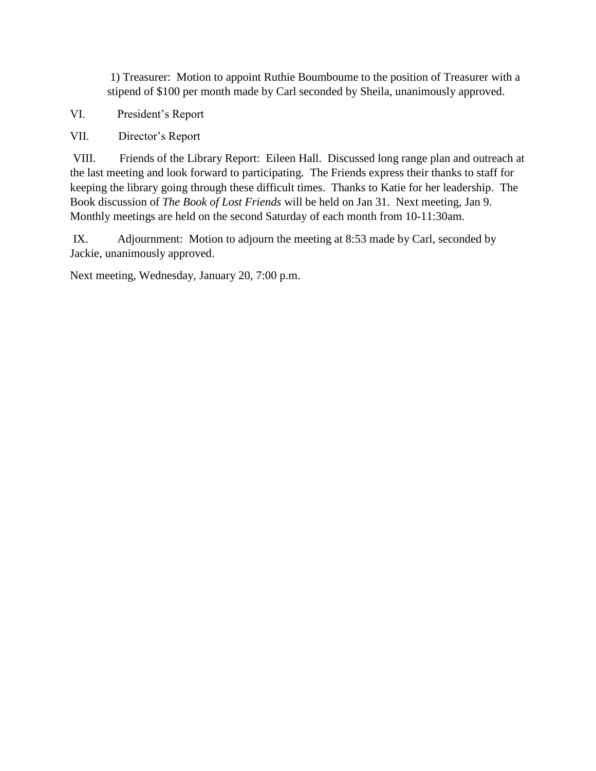1) Treasurer: Motion to appoint Ruthie Boumboume to the position of Treasurer with a stipend of $100 per month made by Carl seconded by Sheila, unanimously approved.

VI. President's Report

VII. Director's Report

VIII. Friends of the Library Report: Eileen Hall. Discussed long range plan and outreach at the last meeting and look forward to participating. The Friends express their thanks to staff for keeping the library going through these difficult times. Thanks to Katie for her leadership. The Book discussion of *The Book of Lost Friends* will be held on Jan 31. Next meeting, Jan 9. Monthly meetings are held on the second Saturday of each month from 10-11:30am.

IX. Adjournment: Motion to adjourn the meeting at 8:53 made by Carl, seconded by Jackie, unanimously approved.

Next meeting, Wednesday, January 20, 7:00 p.m.